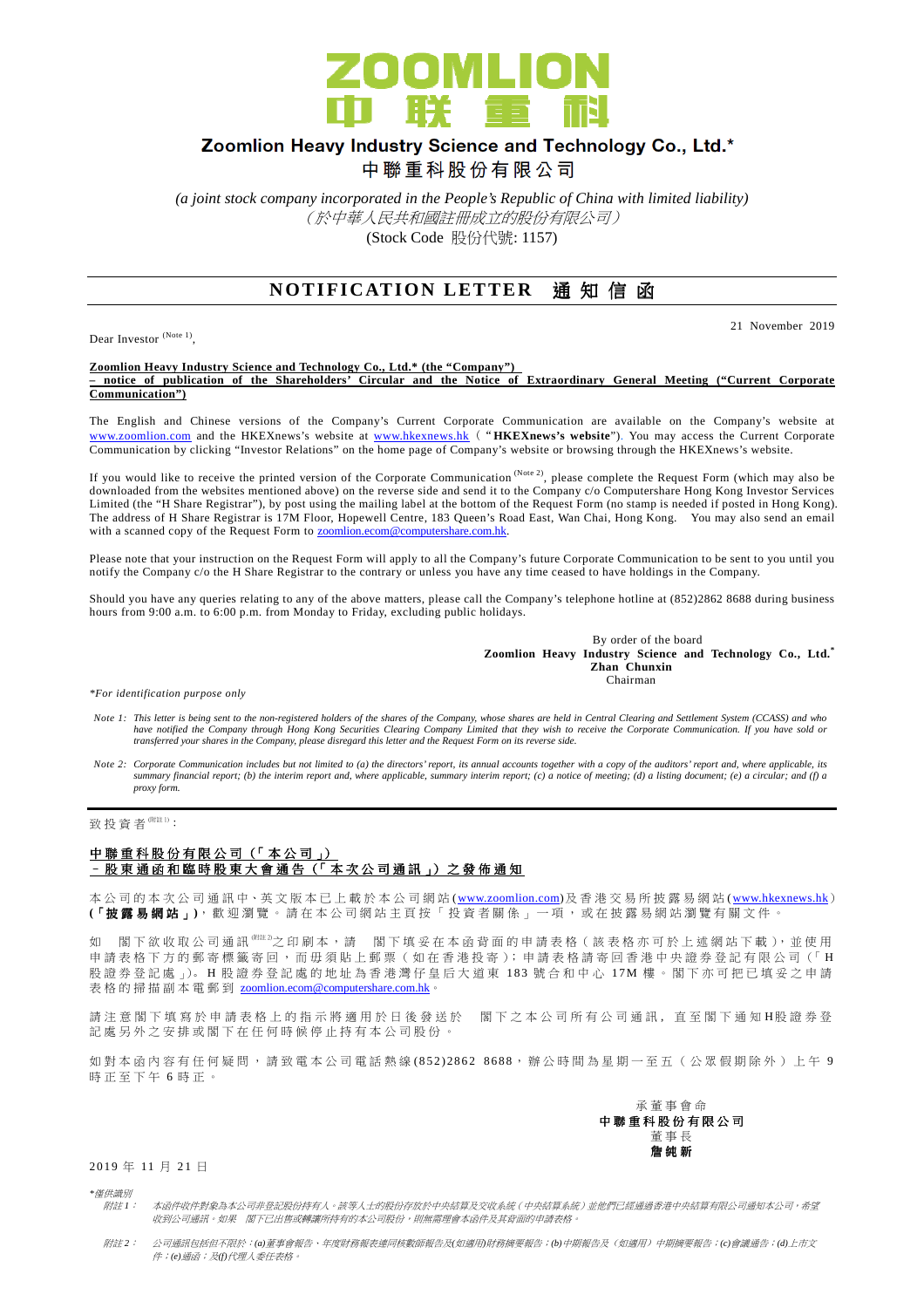ZOOMLION
中 联 重 科

# Zoomlion Heavy Industry Science and Technology Co., Ltd.*

# 中聯重科股份有限公司

*(a joint stock company incorporated in the People's Republic of China with limited liability)*
*（於中華人民共和國註冊成立的股份有限公司）*
(Stock Code 股份代號: 1157)

## NOTIFICATION LETTER 通知信函

21 November 2019

Dear Investor [(Note 1)],

**Zoomlion Heavy Industry Science and Technology Co., Ltd.* (the "Company") – notice of publication of the Shareholders' Circular and the Notice of Extraordinary General Meeting ("Current Corporate Communication")**

The English and Chinese versions of the Company's Current Corporate Communication are available on the Company's website at www.zoomlion.com and the HKEXnews's website at www.hkexnews.hk ("**HKEXnews's website**"). You may access the Current Corporate Communication by clicking "Investor Relations" on the home page of Company's website or browsing through the HKEXnews's website.

If you would like to receive the printed version of the Corporate Communication [(Note 2)], please complete the Request Form (which may also be downloaded from the websites mentioned above) on the reverse side and send it to the Company c/o Computershare Hong Kong Investor Services Limited (the "H Share Registrar"), by post using the mailing label at the bottom of the Request Form (no stamp is needed if posted in Hong Kong). The address of H Share Registrar is 17M Floor, Hopewell Centre, 183 Queen's Road East, Wan Chai, Hong Kong. You may also send an email with a scanned copy of the Request Form to zoomlion.ecom@computershare.com.hk.

Please note that your instruction on the Request Form will apply to all the Company's future Corporate Communication to be sent to you until you notify the Company c/o the H Share Registrar to the contrary or unless you have any time ceased to have holdings in the Company.

Should you have any queries relating to any of the above matters, please call the Company's telephone hotline at (852)2862 8688 during business hours from 9:00 a.m. to 6:00 p.m. from Monday to Friday, excluding public holidays.

By order of the board
**Zoomlion Heavy Industry Science and Technology Co., Ltd.***
**Zhan Chunxin**
Chairman

*\*For identification purpose only*

*Note 1: This letter is being sent to the non-registered holders of the shares of the Company, whose shares are held in Central Clearing and Settlement System (CCASS) and who have notified the Company through Hong Kong Securities Clearing Company Limited that they wish to receive the Corporate Communication. If you have sold or transferred your shares in the Company, please disregard this letter and the Request Form on its reverse side.*

*Note 2: Corporate Communication includes but not limited to (a) the directors' report, its annual accounts together with a copy of the auditors' report and, where applicable, its summary financial report; (b) the interim report and, where applicable, summary interim report; (c) a notice of meeting; (d) a listing document; (e) a circular; and (f) a proxy form.*

---

致投資者[(附註1)]：

**中聯重科股份有限公司（「本公司」）–股東通函和臨時股東大會通告（「本次公司通訊」）之發佈通知**

本公司的本次公司通訊中、英文版本已上載於本公司網站(www.zoomlion.com)及香港交易所披露易網站(www.hkexnews.hk)(「**披露易網站**」)，歡迎瀏覽。請在本公司網站主頁按「投資者關係」一項，或在披露易網站瀏覽有關文件。

如 閣下欲收取公司通訊[(附註2)]之印刷本，請 閣下填妥在本函背面的申請表格（該表格亦可於上述網站下載），並使用申請表格下方的郵寄標籤寄回，而毋須貼上郵票（如在香港投寄）；申請表格請寄回香港中央證券登記有限公司（「H股證券登記處」)。H股證券登記處的地址為香港灣仔皇后大道東183號合和中心17M樓。閣下亦可把已填妥之申請表格的掃描副本電郵到 zoomlion.ecom@computershare.com.hk。

請注意閣下填寫於申請表格上的指示將適用於日後發送於 閣下之本公司所有公司通訊，直至閣下通知H股證券登記處另外之安排或閣下在任何時候停止持有本公司股份。

如對本函內容有任何疑問，請致電本公司電話熱線(852)2862 8688，辦公時間為星期一至五（公眾假期除外）上午9時正至下午6時正。

承董事會命
**中聯重科股份有限公司**
董事長
**詹純新**

2019年11月21日

*\*僅供識別*

*附註1： 本函件收件對象為本公司非登記股份持有人。該等人士的股份存放於中央結算及交收系統（中央結算系統）並他們已經通過香港中央結算有限公司通知本公司，希望收到公司通訊。如果 閣下已出售或轉讓所持有的本公司股份，則無需理會本函件及其背面的申請表格。*

*附註2： 公司通訊包括但不限於：(a)董事會報告、年度財務報表連同核數師報告及(如適用)財務摘要報告；(b)中期報告及（如適用）中期摘要報告；(c)會議通告；(d)上市文件；(e)通函；及(f)代理人委任表格。*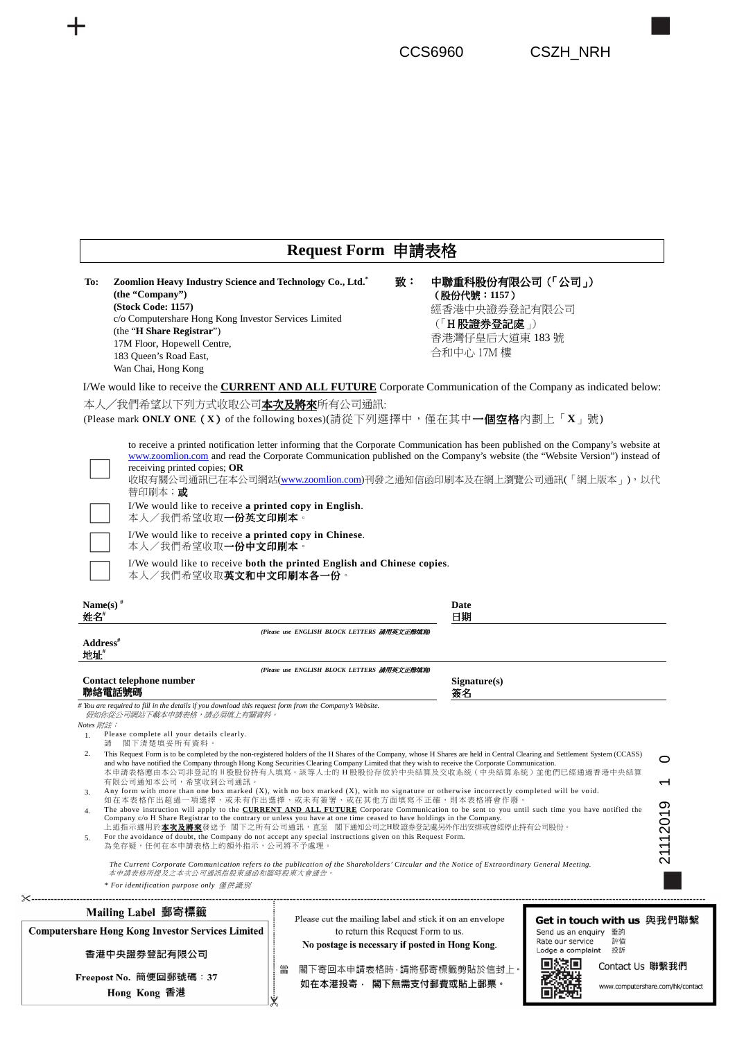CCS6960 CSZH_NRH

# Request Form 申請表格

**To: Zoomlion Heavy Industry Science and Technology Co., Ltd.*** 
**(the "Company")** 
**(Stock Code: 1157)** 
c/o Computershare Hong Kong Investor Services Limited 
(the "**H Share Registrar**") 
17M Floor, Hopewell Centre, 
183 Queen's Road East, 
Wan Chai, Hong Kong

**致：中聯重科股份有限公司（「公司」）** 
**（股份代號：1157）** 
經香港中央證券登記有限公司 
（「**H股證券登記處**」） 
香港灣仔皇后大道東183號 
合和中心17M樓

I/We would like to receive the **CURRENT AND ALL FUTURE** Corporate Communication of the Company as indicated below: 
本人╱我們希望以下列方式收取公司**本次及將來**所有公司通訊: 
(Please mark **ONLY ONE (X)** of the following boxes)(請從下列選擇中，僅在其中**一個空格**內劃上「**X**」號)

☐ to receive a printed notification letter informing that the Corporate Communication has been published on the Company's website at www.zoomlion.com and read the Corporate Communication published on the Company's website (the "Website Version") instead of receiving printed copies; **OR** 
收取有關公司通訊已在本公司網站(www.zoomlion.com)刊發之通知信函印刷本及在網上瀏覽公司通訊(「網上版本」)，以代替印刷本；**或**

☐ I/We would like to receive **a printed copy in English**. 
本人╱我們希望收取**一份英文印刷本**。

☐ I/We would like to receive **a printed copy in Chinese**. 
本人╱我們希望收取**一份中文印刷本**。

☐ I/We would like to receive **both the printed English and Chinese copies**. 
本人╱我們希望收取**英文和中文印刷本各一份**。

| | |
|---|---|
| Name(s) # 姓名# (Please use ENGLISH BLOCK LETTERS 請用英文正楷填寫) | Date 日期 |
| Address# 地址# (Please use ENGLISH BLOCK LETTERS 請用英文正楷填寫) | |
| Contact telephone number 聯絡電話號碼 | Signature(s) 簽名 |

*# You are required to fill in the details if you download this request form from the Company's Website.* 
*假如你從公司網站下載本申請表格，請必須填上有關資料。*

*Notes 附註：*

1. Please complete all your details clearly. 
請 閣下清楚填妥所有資料。
2. This Request Form is to be completed by the non-registered holders of the H Shares of the Company, whose H Shares are held in Central Clearing and Settlement System (CCASS) and who have notified the Company through Hong Kong Securities Clearing Company Limited that they wish to receive the Corporate Communication. 
本申請表格應由本公司非登記的H股股份持有人填寫。該等人士的H股股份存放於中央結算及交收系統（中央結算系統）並他們已經通過香港中央結算有限公司通知本公司，希望收到公司通訊。
3. Any form with more than one box marked (X), with no box marked (X), with no signature or otherwise incorrectly completed will be void. 
如在本表格作出超過一項選擇、或未有作出選擇、或未有簽署、或在其他方面填寫不正確，則本表格將會作廢。
4. The above instruction will apply to the **CURRENT AND ALL FUTURE** Corporate Communication to be sent to you until such time you have notified the Company c/o H Share Registrar to the contrary or unless you have at one time ceased to have holdings in the Company. 
上述指示適用於**本次及將來**發送予 閣下之所有公司通訊，直至 閣下通知公司之H股證券登記處另外作出安排或曾經停止持有公司股份。
5. For the avoidance of doubt, the Company do not accept any special instructions given on this Request Form. 
為免存疑，任何在本申請表格上的額外指示，公司將不予處理。

*The Current Corporate Communication refers to the publication of the Shareholders' Circular and the Notice of Extraordinary General Meeting.* 
*本申請表格所提及之本次公司通訊指股東通函和臨時股東大會通告。*

** For identification purpose only 僅供識別*

21112019 1 0

---

**Mailing Label 郵寄標籤**

**Computershare Hong Kong Investor Services Limited** 
**香港中央證券登記有限公司** 
**Freepost No. 簡便回郵號碼：37** 
**Hong Kong 香港**

Please cut the mailing label and stick it on an envelope to return this Request Form to us. 
**No postage is necessary if posted in Hong Kong.** 
當 閣下寄回本申請表格時，請將郵寄標籤剪貼於信封上。 
**如在本港投寄， 閣下無需支付郵費或貼上郵票。**

**Get in touch with us 與我們聯繫** 
Send us an enquiry 查詢 
Rate our service 評價 
Lodge a complaint 投訴 
Contact Us 聯繫我們 
www.computershare.com/hk/contact